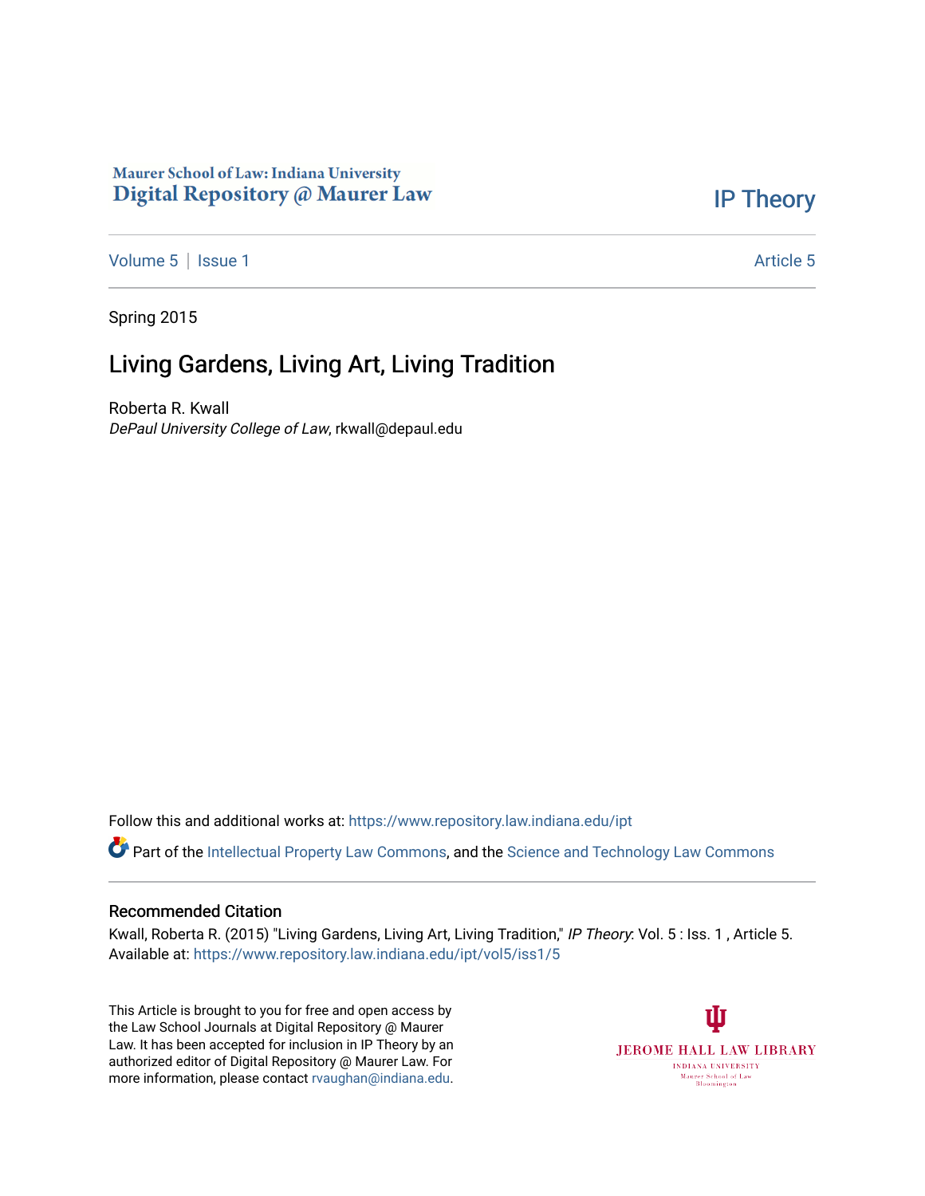Maurer School of Law: Indiana University
Digital Repository @ Maurer Law

IP Theory

Volume 5 | Issue 1 Article 5

Spring 2015

# Living Gardens, Living Art, Living Tradition

Roberta R. Kwall
*DePaul University College of Law*, rkwall@depaul.edu

Follow this and additional works at: https://www.repository.law.indiana.edu/ipt

Part of the Intellectual Property Law Commons, and the Science and Technology Law Commons

## Recommended Citation

Kwall, Roberta R. (2015) "Living Gardens, Living Art, Living Tradition," *IP Theory*: Vol. 5 : Iss. 1 , Article 5.
Available at: https://www.repository.law.indiana.edu/ipt/vol5/iss1/5

This Article is brought to you for free and open access by the Law School Journals at Digital Repository @ Maurer Law. It has been accepted for inclusion in IP Theory by an authorized editor of Digital Repository @ Maurer Law. For more information, please contact rvaughan@indiana.edu.

JEROME HALL LAW LIBRARY
INDIANA UNIVERSITY
Maurer School of Law
Bloomington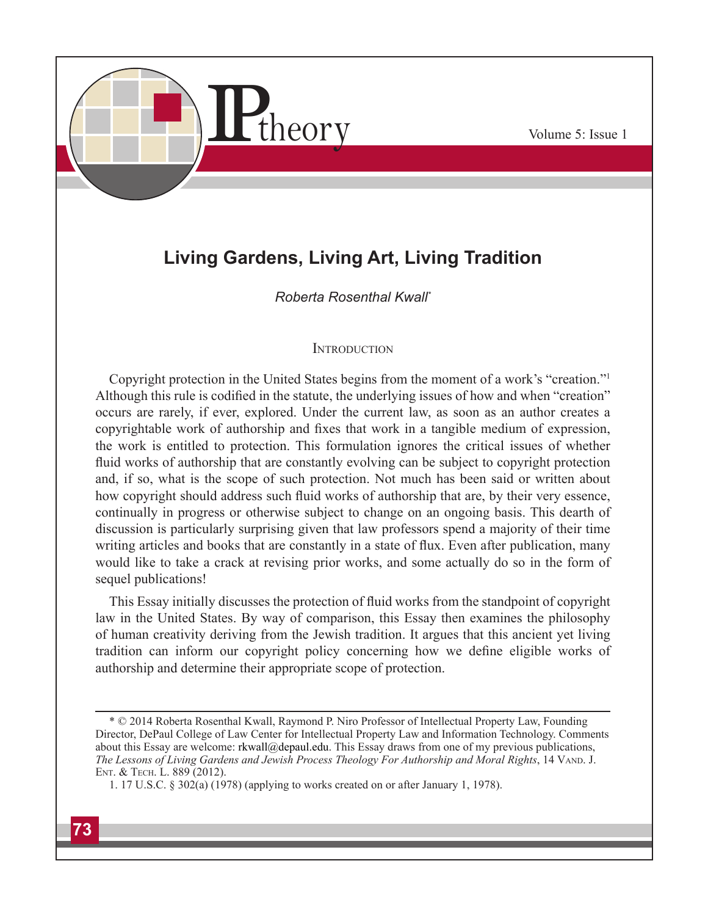# Living Gardens, Living Art, Living Tradition

*Roberta Rosenthal Kwall*[*]

## Introduction

Copyright protection in the United States begins from the moment of a work's "creation."[1] Although this rule is codified in the statute, the underlying issues of how and when "creation" occurs are rarely, if ever, explored. Under the current law, as soon as an author creates a copyrightable work of authorship and fixes that work in a tangible medium of expression, the work is entitled to protection. This formulation ignores the critical issues of whether fluid works of authorship that are constantly evolving can be subject to copyright protection and, if so, what is the scope of such protection. Not much has been said or written about how copyright should address such fluid works of authorship that are, by their very essence, continually in progress or otherwise subject to change on an ongoing basis. This dearth of discussion is particularly surprising given that law professors spend a majority of their time writing articles and books that are constantly in a state of flux. Even after publication, many would like to take a crack at revising prior works, and some actually do so in the form of sequel publications!

This Essay initially discusses the protection of fluid works from the standpoint of copyright law in the United States. By way of comparison, this Essay then examines the philosophy of human creativity deriving from the Jewish tradition. It argues that this ancient yet living tradition can inform our copyright policy concerning how we define eligible works of authorship and determine their appropriate scope of protection.

---

\* © 2014 Roberta Rosenthal Kwall, Raymond P. Niro Professor of Intellectual Property Law, Founding Director, DePaul College of Law Center for Intellectual Property Law and Information Technology. Comments about this Essay are welcome: rkwall@depaul.edu. This Essay draws from one of my previous publications, *The Lessons of Living Gardens and Jewish Process Theology For Authorship and Moral Rights*, 14 Vand. J. Ent. & Tech. L. 889 (2012).

1. 17 U.S.C. § 302(a) (1978) (applying to works created on or after January 1, 1978).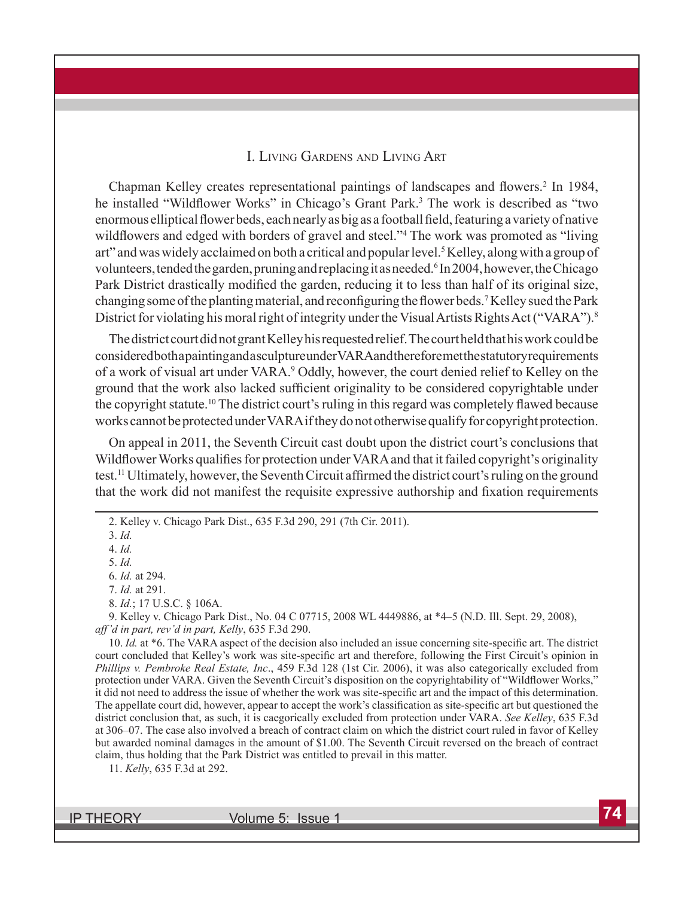## I. Living Gardens and Living Art

Chapman Kelley creates representational paintings of landscapes and flowers.[2] In 1984, he installed "Wildflower Works" in Chicago's Grant Park.[3] The work is described as "two enormous elliptical flower beds, each nearly as big as a football field, featuring a variety of native wildflowers and edged with borders of gravel and steel."[4] The work was promoted as "living art" and was widely acclaimed on both a critical and popular level.[5] Kelley, along with a group of volunteers, tended the garden, pruning and replacing it as needed.[6] In 2004, however, the Chicago Park District drastically modified the garden, reducing it to less than half of its original size, changing some of the planting material, and reconfiguring the flower beds.[7] Kelley sued the Park District for violating his moral right of integrity under the Visual Artists Rights Act ("VARA").[8]

The district court did not grant Kelley his requested relief. The court held that his work could be considered both a painting and a sculpture under VARA and therefore met the statutory requirements of a work of visual art under VARA.[9] Oddly, however, the court denied relief to Kelley on the ground that the work also lacked sufficient originality to be considered copyrightable under the copyright statute.[10] The district court's ruling in this regard was completely flawed because works cannot be protected under VARA if they do not otherwise qualify for copyright protection.

On appeal in 2011, the Seventh Circuit cast doubt upon the district court's conclusions that Wildflower Works qualifies for protection under VARA and that it failed copyright's originality test.[11] Ultimately, however, the Seventh Circuit affirmed the district court's ruling on the ground that the work did not manifest the requisite expressive authorship and fixation requirements

---

2. Kelley v. Chicago Park Dist., 635 F.3d 290, 291 (7th Cir. 2011).

3. *Id.*

4. *Id.*

5. *Id.*

6. *Id.* at 294.

7. *Id.* at 291.

8. *Id.*; 17 U.S.C. § 106A.

9. Kelley v. Chicago Park Dist., No. 04 C 07715, 2008 WL 4449886, at *4–5 (N.D. Ill. Sept. 29, 2008), *aff'd in part, rev'd in part, Kelly*, 635 F.3d 290.

10. *Id.* at *6. The VARA aspect of the decision also included an issue concerning site-specific art. The district court concluded that Kelley's work was site-specific art and therefore, following the First Circuit's opinion in *Phillips v. Pembroke Real Estate, Inc*., 459 F.3d 128 (1st Cir. 2006), it was also categorically excluded from protection under VARA. Given the Seventh Circuit's disposition on the copyrightability of "Wildflower Works," it did not need to address the issue of whether the work was site-specific art and the impact of this determination. The appellate court did, however, appear to accept the work's classification as site-specific art but questioned the district conclusion that, as such, it is caegorically excluded from protection under VARA. *See Kelley*, 635 F.3d at 306–07. The case also involved a breach of contract claim on which the district court ruled in favor of Kelley but awarded nominal damages in the amount of $1.00. The Seventh Circuit reversed on the breach of contract claim, thus holding that the Park District was entitled to prevail in this matter.

11. *Kelly*, 635 F.3d at 292.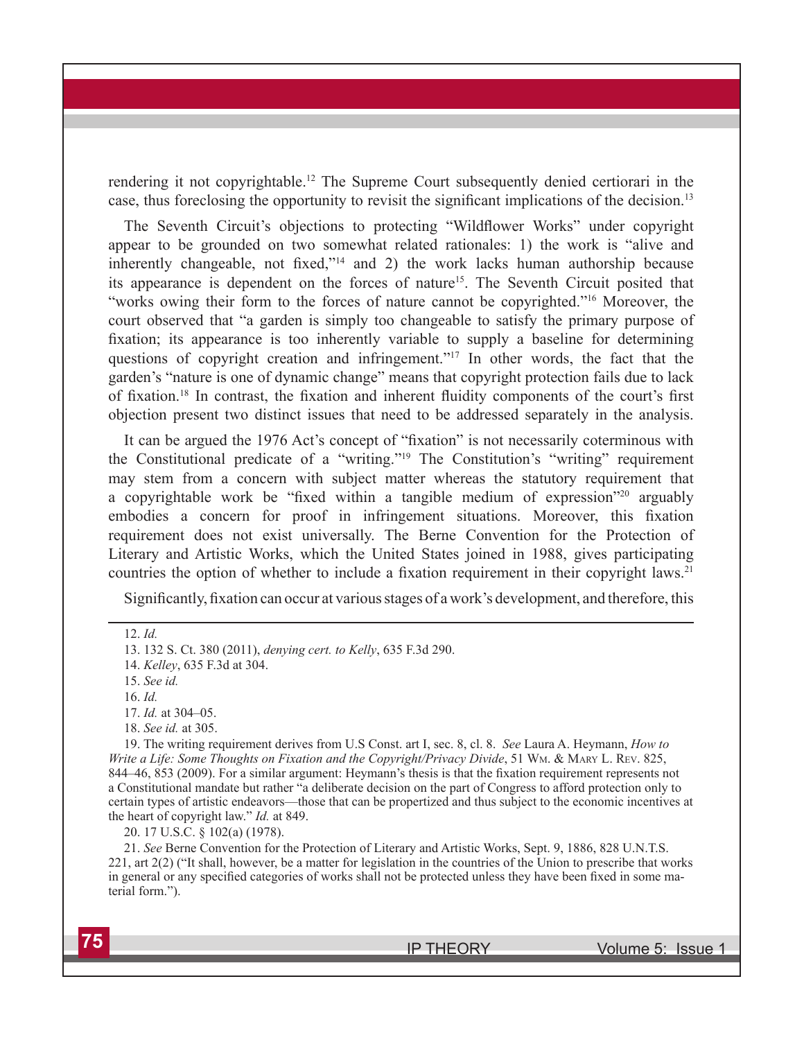rendering it not copyrightable.[12] The Supreme Court subsequently denied certiorari in the case, thus foreclosing the opportunity to revisit the significant implications of the decision.[13]

The Seventh Circuit's objections to protecting "Wildflower Works" under copyright appear to be grounded on two somewhat related rationales: 1) the work is "alive and inherently changeable, not fixed,"[14] and 2) the work lacks human authorship because its appearance is dependent on the forces of nature[15]. The Seventh Circuit posited that "works owing their form to the forces of nature cannot be copyrighted."[16] Moreover, the court observed that "a garden is simply too changeable to satisfy the primary purpose of fixation; its appearance is too inherently variable to supply a baseline for determining questions of copyright creation and infringement."[17] In other words, the fact that the garden's "nature is one of dynamic change" means that copyright protection fails due to lack of fixation.[18] In contrast, the fixation and inherent fluidity components of the court's first objection present two distinct issues that need to be addressed separately in the analysis.

It can be argued the 1976 Act's concept of "fixation" is not necessarily coterminous with the Constitutional predicate of a "writing."[19] The Constitution's "writing" requirement may stem from a concern with subject matter whereas the statutory requirement that a copyrightable work be "fixed within a tangible medium of expression"[20] arguably embodies a concern for proof in infringement situations. Moreover, this fixation requirement does not exist universally. The Berne Convention for the Protection of Literary and Artistic Works, which the United States joined in 1988, gives participating countries the option of whether to include a fixation requirement in their copyright laws.[21]

Significantly, fixation can occur at various stages of a work's development, and therefore, this

---

12. *Id.*

13. 132 S. Ct. 380 (2011), *denying cert. to Kelly*, 635 F.3d 290.

14. *Kelley*, 635 F.3d at 304.

15. *See id.*

16. *Id.*

17. *Id.* at 304–05.

18. *See id.* at 305.

19. The writing requirement derives from U.S Const. art I, sec. 8, cl. 8. *See* Laura A. Heymann, *How to Write a Life: Some Thoughts on Fixation and the Copyright/Privacy Divide*, 51 Wm. & Mary L. Rev. 825, 844–46, 853 (2009). For a similar argument: Heymann's thesis is that the fixation requirement represents not a Constitutional mandate but rather "a deliberate decision on the part of Congress to afford protection only to certain types of artistic endeavors—those that can be propertized and thus subject to the economic incentives at the heart of copyright law." *Id.* at 849.

20. 17 U.S.C. § 102(a) (1978).

21. *See* Berne Convention for the Protection of Literary and Artistic Works, Sept. 9, 1886, 828 U.N.T.S. 221, art 2(2) ("It shall, however, be a matter for legislation in the countries of the Union to prescribe that works in general or any specified categories of works shall not be protected unless they have been fixed in some material form.").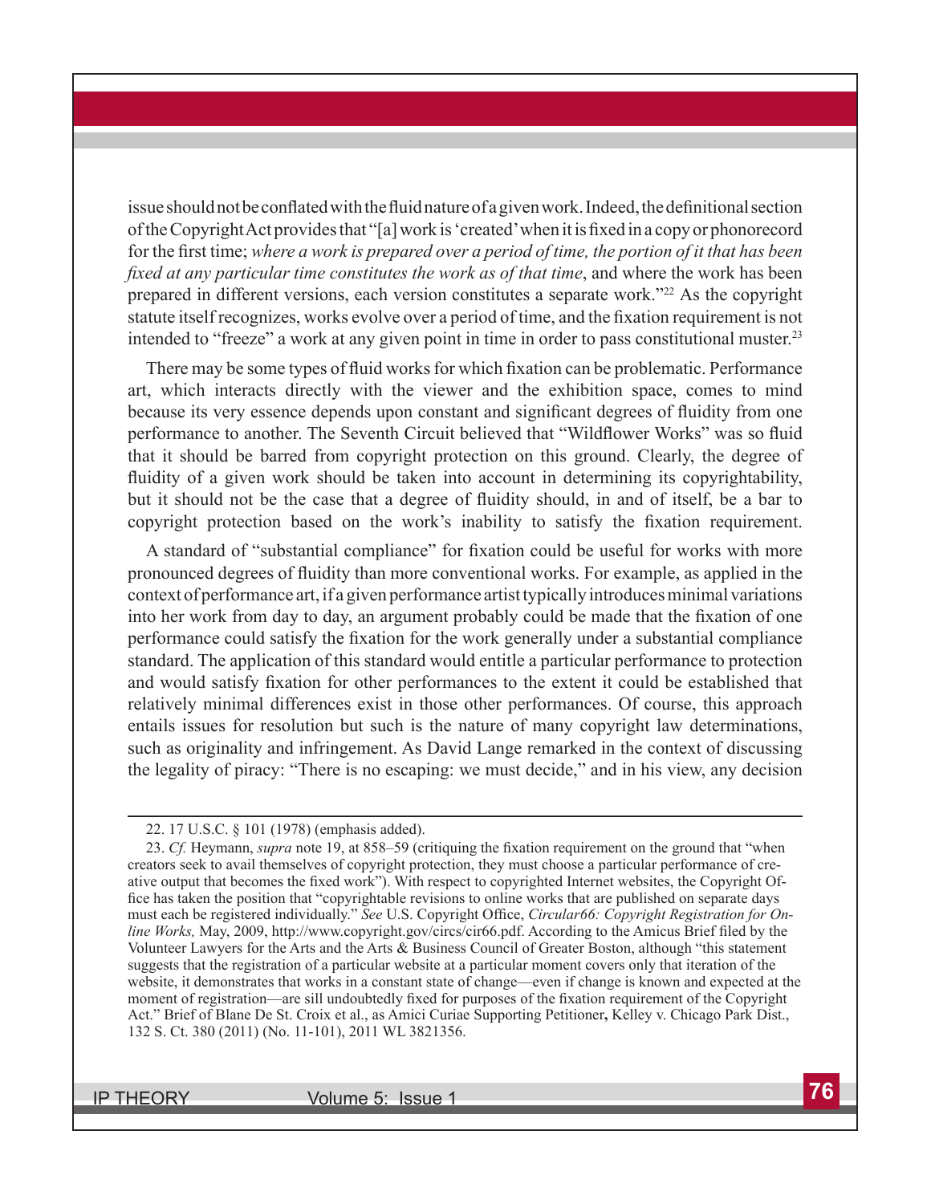issue should not be conflated with the fluid nature of a given work. Indeed, the definitional section of the Copyright Act provides that "[a] work is 'created' when it is fixed in a copy or phonorecord for the first time; *where a work is prepared over a period of time, the portion of it that has been fixed at any particular time constitutes the work as of that time*, and where the work has been prepared in different versions, each version constitutes a separate work."[22] As the copyright statute itself recognizes, works evolve over a period of time, and the fixation requirement is not intended to "freeze" a work at any given point in time in order to pass constitutional muster.[23]

There may be some types of fluid works for which fixation can be problematic. Performance art, which interacts directly with the viewer and the exhibition space, comes to mind because its very essence depends upon constant and significant degrees of fluidity from one performance to another. The Seventh Circuit believed that "Wildflower Works" was so fluid that it should be barred from copyright protection on this ground. Clearly, the degree of fluidity of a given work should be taken into account in determining its copyrightability, but it should not be the case that a degree of fluidity should, in and of itself, be a bar to copyright protection based on the work's inability to satisfy the fixation requirement.

A standard of "substantial compliance" for fixation could be useful for works with more pronounced degrees of fluidity than more conventional works. For example, as applied in the context of performance art, if a given performance artist typically introduces minimal variations into her work from day to day, an argument probably could be made that the fixation of one performance could satisfy the fixation for the work generally under a substantial compliance standard. The application of this standard would entitle a particular performance to protection and would satisfy fixation for other performances to the extent it could be established that relatively minimal differences exist in those other performances. Of course, this approach entails issues for resolution but such is the nature of many copyright law determinations, such as originality and infringement. As David Lange remarked in the context of discussing the legality of piracy: "There is no escaping: we must decide," and in his view, any decision

---

22. 17 U.S.C. § 101 (1978) (emphasis added).

23. *Cf.* Heymann, *supra* note 19, at 858–59 (critiquing the fixation requirement on the ground that "when creators seek to avail themselves of copyright protection, they must choose a particular performance of creative output that becomes the fixed work"). With respect to copyrighted Internet websites, the Copyright Office has taken the position that "copyrightable revisions to online works that are published on separate days must each be registered individually." *See* U.S. Copyright Office, *Circular66: Copyright Registration for Online Works,* May, 2009, http://www.copyright.gov/circs/cir66.pdf. According to the Amicus Brief filed by the Volunteer Lawyers for the Arts and the Arts & Business Council of Greater Boston, although "this statement suggests that the registration of a particular website at a particular moment covers only that iteration of the website, it demonstrates that works in a constant state of change—even if change is known and expected at the moment of registration—are sill undoubtedly fixed for purposes of the fixation requirement of the Copyright Act." Brief of Blane De St. Croix et al., as Amici Curiae Supporting Petitioner**,** Kelley v. Chicago Park Dist., 132 S. Ct. 380 (2011) (No. 11-101), 2011 WL 3821356.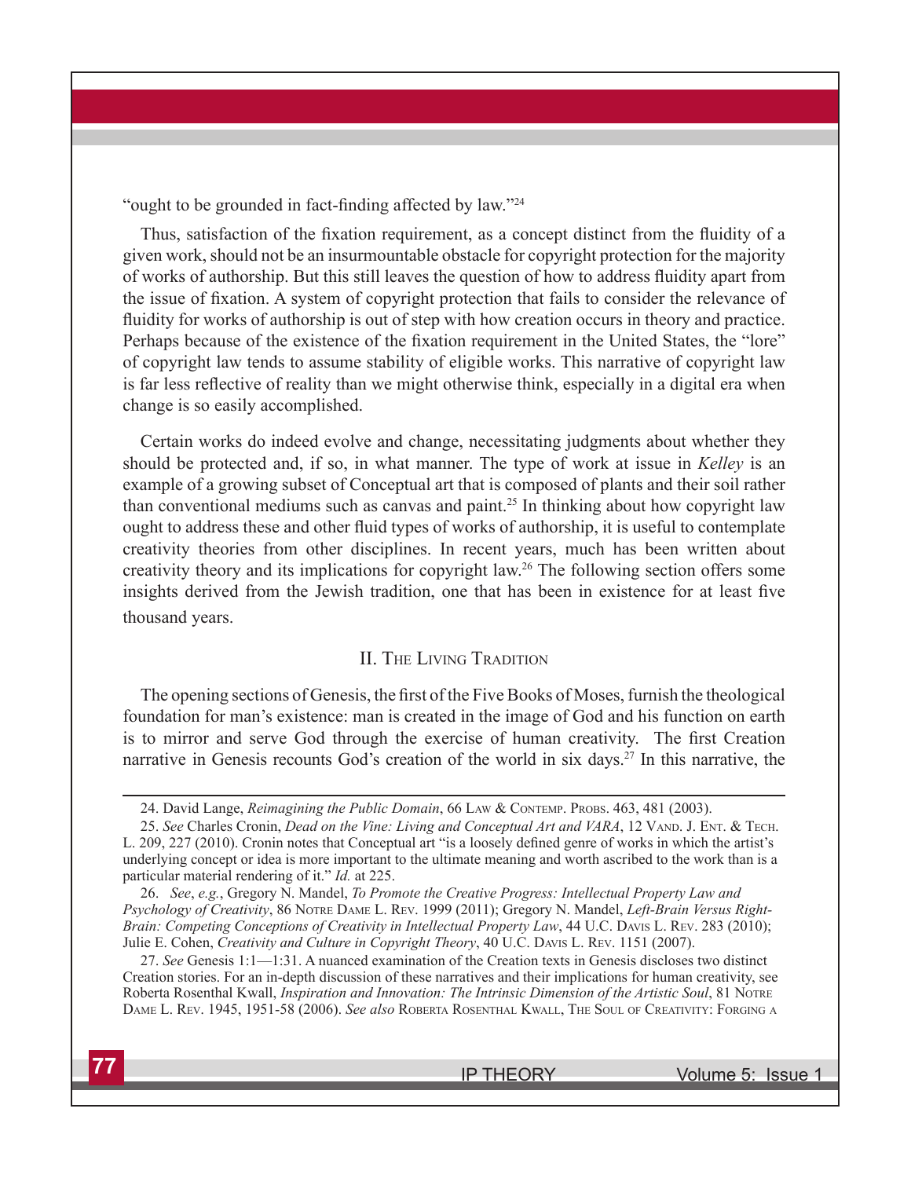"ought to be grounded in fact-finding affected by law."[24]

Thus, satisfaction of the fixation requirement, as a concept distinct from the fluidity of a given work, should not be an insurmountable obstacle for copyright protection for the majority of works of authorship. But this still leaves the question of how to address fluidity apart from the issue of fixation. A system of copyright protection that fails to consider the relevance of fluidity for works of authorship is out of step with how creation occurs in theory and practice. Perhaps because of the existence of the fixation requirement in the United States, the "lore" of copyright law tends to assume stability of eligible works. This narrative of copyright law is far less reflective of reality than we might otherwise think, especially in a digital era when change is so easily accomplished.

Certain works do indeed evolve and change, necessitating judgments about whether they should be protected and, if so, in what manner. The type of work at issue in *Kelley* is an example of a growing subset of Conceptual art that is composed of plants and their soil rather than conventional mediums such as canvas and paint.[25] In thinking about how copyright law ought to address these and other fluid types of works of authorship, it is useful to contemplate creativity theories from other disciplines. In recent years, much has been written about creativity theory and its implications for copyright law.[26] The following section offers some insights derived from the Jewish tradition, one that has been in existence for at least five thousand years.

## II. The Living Tradition

The opening sections of Genesis, the first of the Five Books of Moses, furnish the theological foundation for man's existence: man is created in the image of God and his function on earth is to mirror and serve God through the exercise of human creativity. The first Creation narrative in Genesis recounts God's creation of the world in six days.[27] In this narrative, the

---

24. David Lange, *Reimagining the Public Domain*, 66 Law & Contemp. Probs. 463, 481 (2003).

25. *See* Charles Cronin, *Dead on the Vine: Living and Conceptual Art and VARA*, 12 Vand. J. Ent. & Tech. L. 209, 227 (2010). Cronin notes that Conceptual art "is a loosely defined genre of works in which the artist's underlying concept or idea is more important to the ultimate meaning and worth ascribed to the work than is a particular material rendering of it." *Id.* at 225.

26. *See*, *e.g.*, Gregory N. Mandel, *To Promote the Creative Progress: Intellectual Property Law and Psychology of Creativity*, 86 Notre Dame L. Rev. 1999 (2011); Gregory N. Mandel, *Left-Brain Versus Right-Brain: Competing Conceptions of Creativity in Intellectual Property Law*, 44 U.C. Davis L. Rev. 283 (2010); Julie E. Cohen, *Creativity and Culture in Copyright Theory*, 40 U.C. Davis L. Rev. 1151 (2007).

27. *See* Genesis 1:1—1:31. A nuanced examination of the Creation texts in Genesis discloses two distinct Creation stories. For an in-depth discussion of these narratives and their implications for human creativity, see Roberta Rosenthal Kwall, *Inspiration and Innovation: The Intrinsic Dimension of the Artistic Soul*, 81 Notre Dame L. Rev. 1945, 1951-58 (2006). *See also* Roberta Rosenthal Kwall, The Soul of Creativity: Forging a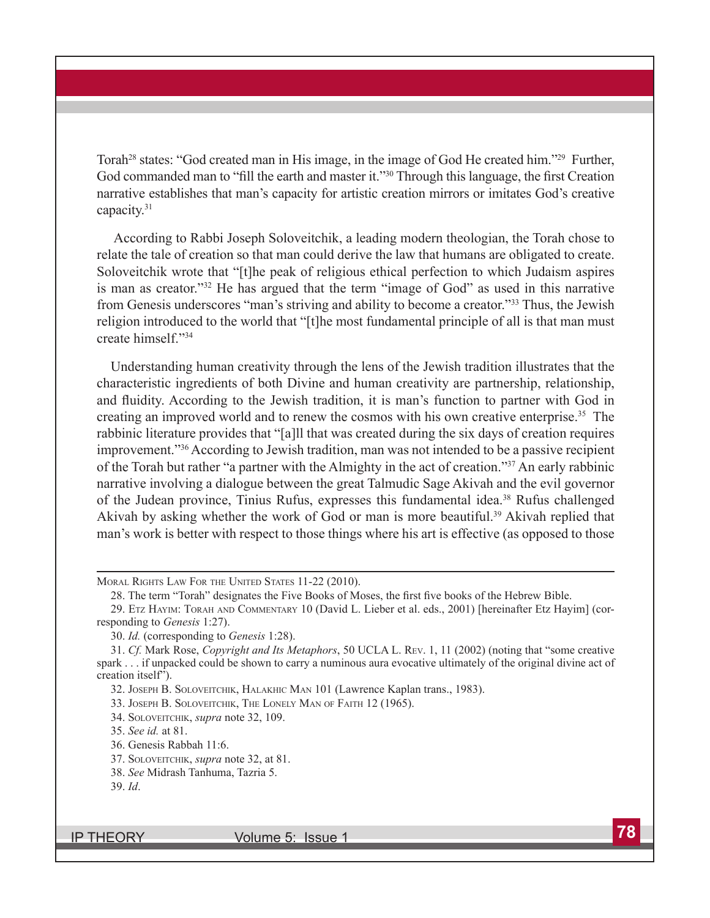Torah[28] states: "God created man in His image, in the image of God He created him."[29] Further, God commanded man to "fill the earth and master it."[30] Through this language, the first Creation narrative establishes that man's capacity for artistic creation mirrors or imitates God's creative capacity.[31]

According to Rabbi Joseph Soloveitchik, a leading modern theologian, the Torah chose to relate the tale of creation so that man could derive the law that humans are obligated to create. Soloveitchik wrote that "[t]he peak of religious ethical perfection to which Judaism aspires is man as creator."[32] He has argued that the term "image of God" as used in this narrative from Genesis underscores "man's striving and ability to become a creator."[33] Thus, the Jewish religion introduced to the world that "[t]he most fundamental principle of all is that man must create himself."[34]

Understanding human creativity through the lens of the Jewish tradition illustrates that the characteristic ingredients of both Divine and human creativity are partnership, relationship, and fluidity. According to the Jewish tradition, it is man's function to partner with God in creating an improved world and to renew the cosmos with his own creative enterprise.[35] The rabbinic literature provides that "[a]ll that was created during the six days of creation requires improvement."[36] According to Jewish tradition, man was not intended to be a passive recipient of the Torah but rather "a partner with the Almighty in the act of creation."[37] An early rabbinic narrative involving a dialogue between the great Talmudic Sage Akivah and the evil governor of the Judean province, Tinius Rufus, expresses this fundamental idea.[38] Rufus challenged Akivah by asking whether the work of God or man is more beautiful.[39] Akivah replied that man's work is better with respect to those things where his art is effective (as opposed to those

---

Moral Rights Law For the United States 11-22 (2010).

28. The term "Torah" designates the Five Books of Moses, the first five books of the Hebrew Bible.

29. Etz Hayim: Torah and Commentary 10 (David L. Lieber et al. eds., 2001) [hereinafter Etz Hayim] (corresponding to *Genesis* 1:27).

30. *Id.* (corresponding to *Genesis* 1:28).

31. *Cf.* Mark Rose, *Copyright and Its Metaphors*, 50 UCLA L. Rev. 1, 11 (2002) (noting that "some creative spark . . . if unpacked could be shown to carry a numinous aura evocative ultimately of the original divine act of creation itself").

32. Joseph B. Soloveitchik, Halakhic Man 101 (Lawrence Kaplan trans., 1983).

33. Joseph B. Soloveitchik, The Lonely Man of Faith 12 (1965).

34. Soloveitchik, *supra* note 32, 109.

35. *See id.* at 81.

36. Genesis Rabbah 11:6.

37. Soloveitchik, *supra* note 32, at 81.

38. *See* Midrash Tanhuma, Tazria 5.

39. *Id*.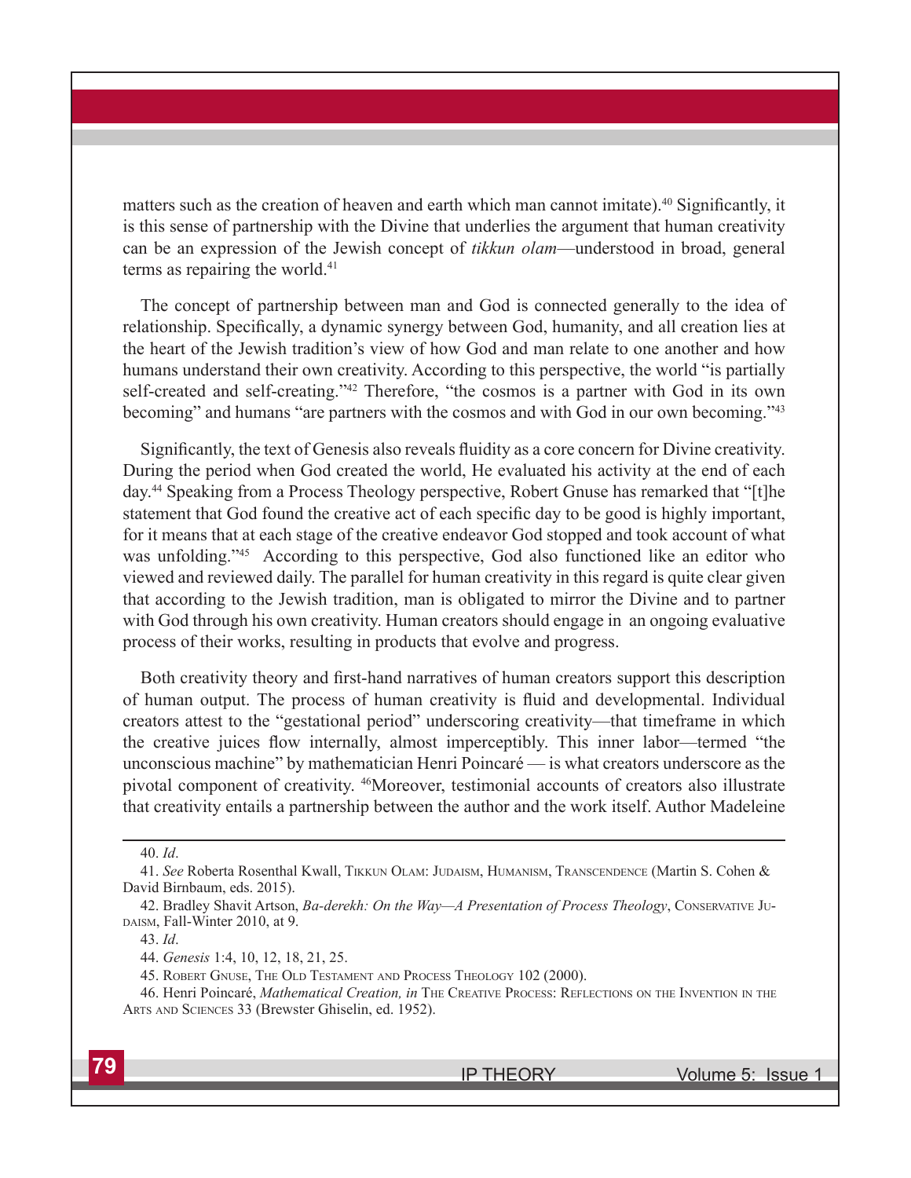matters such as the creation of heaven and earth which man cannot imitate).[40] Significantly, it is this sense of partnership with the Divine that underlies the argument that human creativity can be an expression of the Jewish concept of *tikkun olam*—understood in broad, general terms as repairing the world.[41]

The concept of partnership between man and God is connected generally to the idea of relationship. Specifically, a dynamic synergy between God, humanity, and all creation lies at the heart of the Jewish tradition's view of how God and man relate to one another and how humans understand their own creativity. According to this perspective, the world "is partially self-created and self-creating."[42] Therefore, "the cosmos is a partner with God in its own becoming" and humans "are partners with the cosmos and with God in our own becoming."[43]

Significantly, the text of Genesis also reveals fluidity as a core concern for Divine creativity. During the period when God created the world, He evaluated his activity at the end of each day.[44] Speaking from a Process Theology perspective, Robert Gnuse has remarked that "[t]he statement that God found the creative act of each specific day to be good is highly important, for it means that at each stage of the creative endeavor God stopped and took account of what was unfolding."[45] According to this perspective, God also functioned like an editor who viewed and reviewed daily. The parallel for human creativity in this regard is quite clear given that according to the Jewish tradition, man is obligated to mirror the Divine and to partner with God through his own creativity. Human creators should engage in an ongoing evaluative process of their works, resulting in products that evolve and progress.

Both creativity theory and first-hand narratives of human creators support this description of human output. The process of human creativity is fluid and developmental. Individual creators attest to the "gestational period" underscoring creativity—that timeframe in which the creative juices flow internally, almost imperceptibly. This inner labor—termed "the unconscious machine" by mathematician Henri Poincaré — is what creators underscore as the pivotal component of creativity. [46]Moreover, testimonial accounts of creators also illustrate that creativity entails a partnership between the author and the work itself. Author Madeleine

---

40. *Id*.

41. *See* Roberta Rosenthal Kwall, Tikkun Olam: Judaism, Humanism, Transcendence (Martin S. Cohen & David Birnbaum, eds. 2015).

42. Bradley Shavit Artson, *Ba-derekh: On the Way—A Presentation of Process Theology*, Conservative Judaism, Fall-Winter 2010, at 9.

43. *Id*.

44. *Genesis* 1:4, 10, 12, 18, 21, 25.

45. Robert Gnuse, The Old Testament and Process Theology 102 (2000).

46. Henri Poincaré, *Mathematical Creation, in* The Creative Process: Reflections on the Invention in the Arts and Sciences 33 (Brewster Ghiselin, ed. 1952).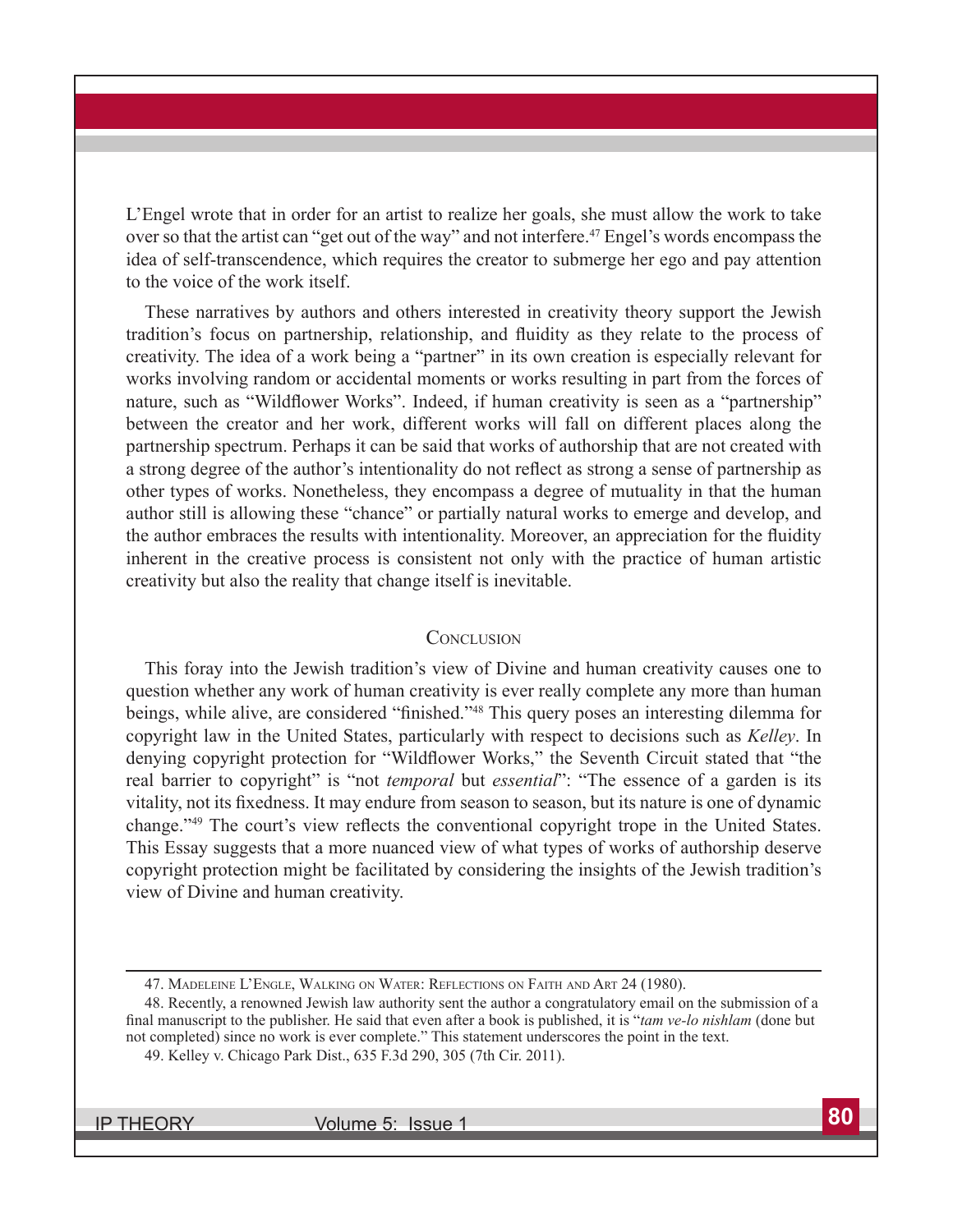L'Engel wrote that in order for an artist to realize her goals, she must allow the work to take over so that the artist can "get out of the way" and not interfere.[47] Engel's words encompass the idea of self-transcendence, which requires the creator to submerge her ego and pay attention to the voice of the work itself.

These narratives by authors and others interested in creativity theory support the Jewish tradition's focus on partnership, relationship, and fluidity as they relate to the process of creativity. The idea of a work being a "partner" in its own creation is especially relevant for works involving random or accidental moments or works resulting in part from the forces of nature, such as "Wildflower Works". Indeed, if human creativity is seen as a "partnership" between the creator and her work, different works will fall on different places along the partnership spectrum. Perhaps it can be said that works of authorship that are not created with a strong degree of the author's intentionality do not reflect as strong a sense of partnership as other types of works. Nonetheless, they encompass a degree of mutuality in that the human author still is allowing these "chance" or partially natural works to emerge and develop, and the author embraces the results with intentionality. Moreover, an appreciation for the fluidity inherent in the creative process is consistent not only with the practice of human artistic creativity but also the reality that change itself is inevitable.

## Conclusion

This foray into the Jewish tradition's view of Divine and human creativity causes one to question whether any work of human creativity is ever really complete any more than human beings, while alive, are considered "finished."[48] This query poses an interesting dilemma for copyright law in the United States, particularly with respect to decisions such as *Kelley*. In denying copyright protection for "Wildflower Works," the Seventh Circuit stated that "the real barrier to copyright" is "not *temporal* but *essential*": "The essence of a garden is its vitality, not its fixedness. It may endure from season to season, but its nature is one of dynamic change."[49] The court's view reflects the conventional copyright trope in the United States. This Essay suggests that a more nuanced view of what types of works of authorship deserve copyright protection might be facilitated by considering the insights of the Jewish tradition's view of Divine and human creativity.

---

47. Madeleine L'Engle, Walking on Water: Reflections on Faith and Art 24 (1980).

48. Recently, a renowned Jewish law authority sent the author a congratulatory email on the submission of a final manuscript to the publisher. He said that even after a book is published, it is "*tam ve-lo nishlam* (done but not completed) since no work is ever complete." This statement underscores the point in the text.

49. Kelley v. Chicago Park Dist., 635 F.3d 290, 305 (7th Cir. 2011).